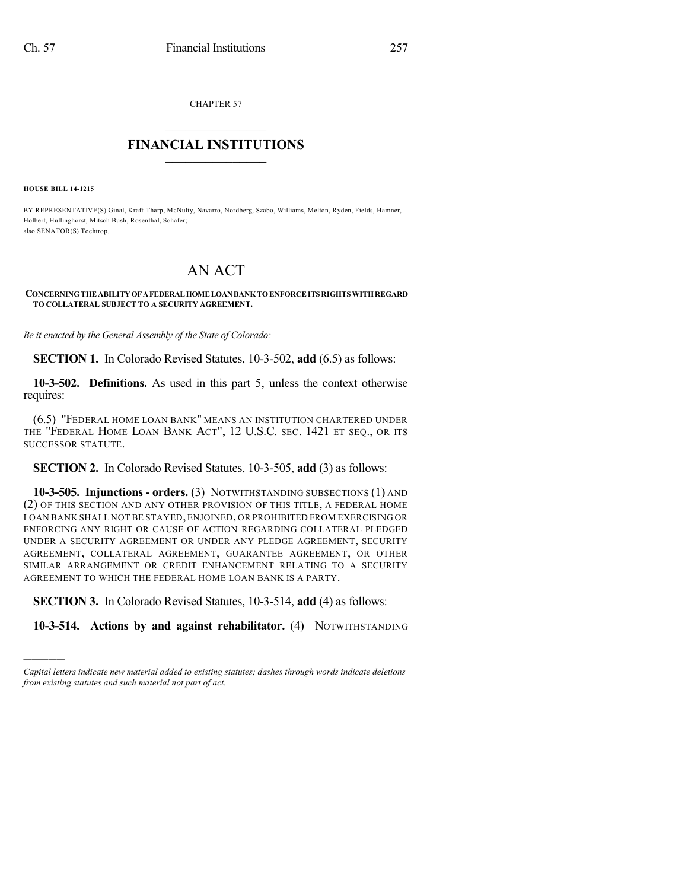CHAPTER 57

# FINANCIAL INSTITUTIONS

**HOUSE BILL 14-1215**

BY REPRESENTATIVE(S) Ginal, Kraft-Tharp, McNulty, Navarro, Nordberg, Szabo, Williams, Melton, Ryden, Fields, Hamner, Holbert, Hullinghorst, Mitsch Bush, Rosenthal, Schafer;
also SENATOR(S) Tochtrop.

# AN ACT

**CONCERNING THE ABILITY OF A FEDERAL HOME LOAN BANK TO ENFORCE ITS RIGHTS WITH REGARD TO COLLATERAL SUBJECT TO A SECURITY AGREEMENT.**

*Be it enacted by the General Assembly of the State of Colorado:*

**SECTION 1.** In Colorado Revised Statutes, 10-3-502, **add** (6.5) as follows:

**10-3-502. Definitions.** As used in this part 5, unless the context otherwise requires:

(6.5) "FEDERAL HOME LOAN BANK" MEANS AN INSTITUTION CHARTERED UNDER THE "FEDERAL HOME LOAN BANK ACT", 12 U.S.C. SEC. 1421 ET SEQ., OR ITS SUCCESSOR STATUTE.

**SECTION 2.** In Colorado Revised Statutes, 10-3-505, **add** (3) as follows:

**10-3-505. Injunctions - orders.** (3) NOTWITHSTANDING SUBSECTIONS (1) AND (2) OF THIS SECTION AND ANY OTHER PROVISION OF THIS TITLE, A FEDERAL HOME LOAN BANK SHALL NOT BE STAYED, ENJOINED, OR PROHIBITED FROM EXERCISING OR ENFORCING ANY RIGHT OR CAUSE OF ACTION REGARDING COLLATERAL PLEDGED UNDER A SECURITY AGREEMENT OR UNDER ANY PLEDGE AGREEMENT, SECURITY AGREEMENT, COLLATERAL AGREEMENT, GUARANTEE AGREEMENT, OR OTHER SIMILAR ARRANGEMENT OR CREDIT ENHANCEMENT RELATING TO A SECURITY AGREEMENT TO WHICH THE FEDERAL HOME LOAN BANK IS A PARTY.

**SECTION 3.** In Colorado Revised Statutes, 10-3-514, **add** (4) as follows:

**10-3-514. Actions by and against rehabilitator.** (4) NOTWITHSTANDING

---

*Capital letters indicate new material added to existing statutes; dashes through words indicate deletions from existing statutes and such material not part of act.*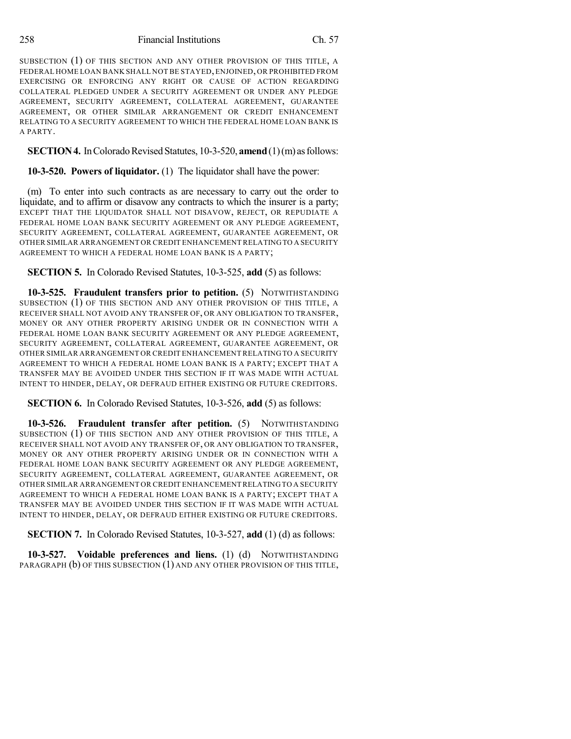SUBSECTION (1) OF THIS SECTION AND ANY OTHER PROVISION OF THIS TITLE, A FEDERAL HOME LOAN BANK SHALL NOT BE STAYED, ENJOINED, OR PROHIBITED FROM EXERCISING OR ENFORCING ANY RIGHT OR CAUSE OF ACTION REGARDING COLLATERAL PLEDGED UNDER A SECURITY AGREEMENT OR UNDER ANY PLEDGE AGREEMENT, SECURITY AGREEMENT, COLLATERAL AGREEMENT, GUARANTEE AGREEMENT, OR OTHER SIMILAR ARRANGEMENT OR CREDIT ENHANCEMENT RELATING TO A SECURITY AGREEMENT TO WHICH THE FEDERAL HOME LOAN BANK IS A PARTY.

**SECTION 4.** In Colorado Revised Statutes, 10-3-520, **amend** (1) (m) as follows:

**10-3-520. Powers of liquidator.** (1) The liquidator shall have the power:

(m) To enter into such contracts as are necessary to carry out the order to liquidate, and to affirm or disavow any contracts to which the insurer is a party; EXCEPT THAT THE LIQUIDATOR SHALL NOT DISAVOW, REJECT, OR REPUDIATE A FEDERAL HOME LOAN BANK SECURITY AGREEMENT OR ANY PLEDGE AGREEMENT, SECURITY AGREEMENT, COLLATERAL AGREEMENT, GUARANTEE AGREEMENT, OR OTHER SIMILAR ARRANGEMENT OR CREDIT ENHANCEMENT RELATING TO A SECURITY AGREEMENT TO WHICH A FEDERAL HOME LOAN BANK IS A PARTY;

**SECTION 5.** In Colorado Revised Statutes, 10-3-525, **add** (5) as follows:

**10-3-525. Fraudulent transfers prior to petition.** (5) NOTWITHSTANDING SUBSECTION (1) OF THIS SECTION AND ANY OTHER PROVISION OF THIS TITLE, A RECEIVER SHALL NOT AVOID ANY TRANSFER OF, OR ANY OBLIGATION TO TRANSFER, MONEY OR ANY OTHER PROPERTY ARISING UNDER OR IN CONNECTION WITH A FEDERAL HOME LOAN BANK SECURITY AGREEMENT OR ANY PLEDGE AGREEMENT, SECURITY AGREEMENT, COLLATERAL AGREEMENT, GUARANTEE AGREEMENT, OR OTHER SIMILAR ARRANGEMENT OR CREDIT ENHANCEMENT RELATING TO A SECURITY AGREEMENT TO WHICH A FEDERAL HOME LOAN BANK IS A PARTY; EXCEPT THAT A TRANSFER MAY BE AVOIDED UNDER THIS SECTION IF IT WAS MADE WITH ACTUAL INTENT TO HINDER, DELAY, OR DEFRAUD EITHER EXISTING OR FUTURE CREDITORS.

**SECTION 6.** In Colorado Revised Statutes, 10-3-526, **add** (5) as follows:

**10-3-526. Fraudulent transfer after petition.** (5) NOTWITHSTANDING SUBSECTION (1) OF THIS SECTION AND ANY OTHER PROVISION OF THIS TITLE, A RECEIVER SHALL NOT AVOID ANY TRANSFER OF, OR ANY OBLIGATION TO TRANSFER, MONEY OR ANY OTHER PROPERTY ARISING UNDER OR IN CONNECTION WITH A FEDERAL HOME LOAN BANK SECURITY AGREEMENT OR ANY PLEDGE AGREEMENT, SECURITY AGREEMENT, COLLATERAL AGREEMENT, GUARANTEE AGREEMENT, OR OTHER SIMILAR ARRANGEMENT OR CREDIT ENHANCEMENT RELATING TO A SECURITY AGREEMENT TO WHICH A FEDERAL HOME LOAN BANK IS A PARTY; EXCEPT THAT A TRANSFER MAY BE AVOIDED UNDER THIS SECTION IF IT WAS MADE WITH ACTUAL INTENT TO HINDER, DELAY, OR DEFRAUD EITHER EXISTING OR FUTURE CREDITORS.

**SECTION 7.** In Colorado Revised Statutes, 10-3-527, **add** (1) (d) as follows:

**10-3-527. Voidable preferences and liens.** (1) (d) NOTWITHSTANDING PARAGRAPH (b) OF THIS SUBSECTION (1) AND ANY OTHER PROVISION OF THIS TITLE,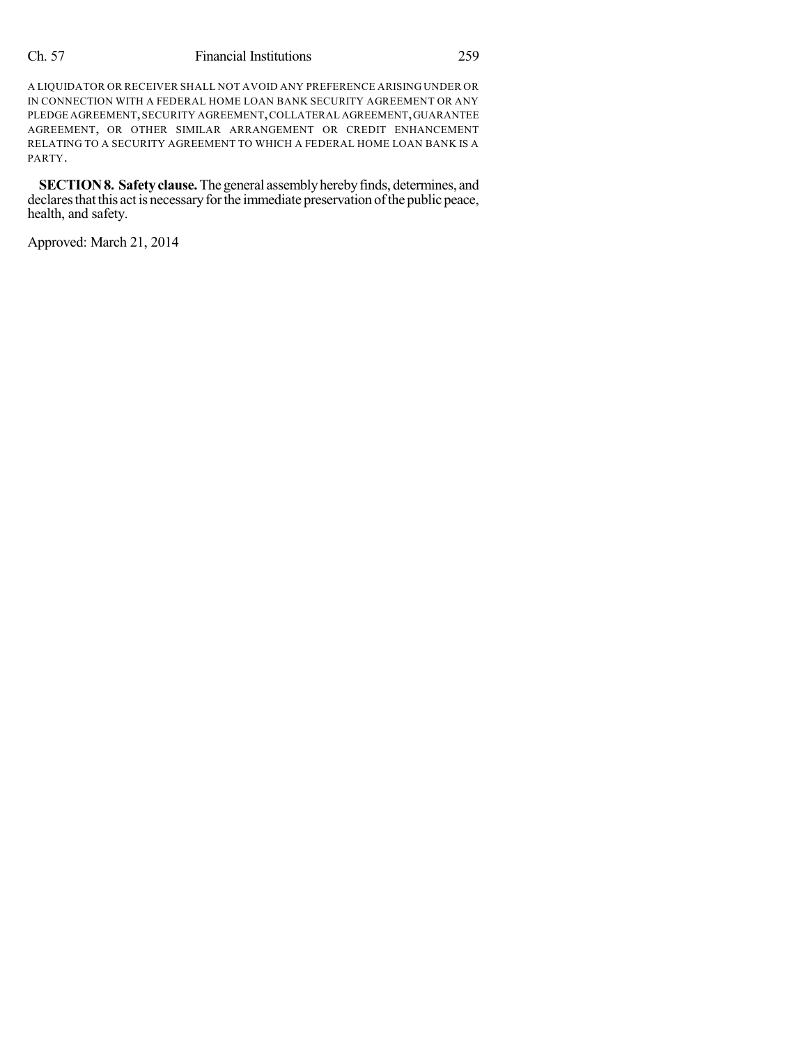A LIQUIDATOR OR RECEIVER SHALL NOT AVOID ANY PREFERENCE ARISING UNDER OR IN CONNECTION WITH A FEDERAL HOME LOAN BANK SECURITY AGREEMENT OR ANY PLEDGE AGREEMENT, SECURITY AGREEMENT, COLLATERAL AGREEMENT, GUARANTEE AGREEMENT, OR OTHER SIMILAR ARRANGEMENT OR CREDIT ENHANCEMENT RELATING TO A SECURITY AGREEMENT TO WHICH A FEDERAL HOME LOAN BANK IS A PARTY.

**SECTION 8. Safety clause.** The general assembly hereby finds, determines, and declares that this act is necessary for the immediate preservation of the public peace, health, and safety.

Approved: March 21, 2014